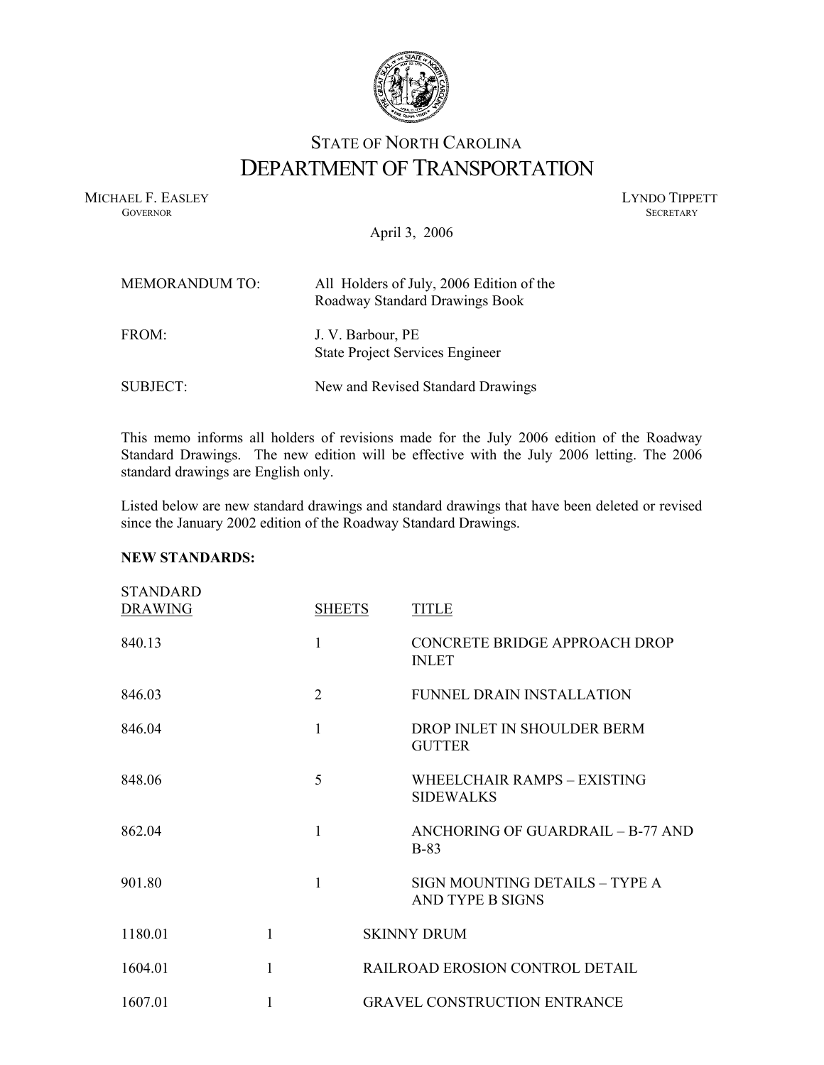# STATE OF NORTH CAROLINA
# DEPARTMENT OF TRANSPORTATION

MICHAEL F. EASLEY
GOVERNOR

LYNDO TIPPETT
SECRETARY

April 3, 2006

MEMORANDUM TO: All Holders of July, 2006 Edition of the Roadway Standard Drawings Book

FROM: J. V. Barbour, PE
State Project Services Engineer

SUBJECT: New and Revised Standard Drawings

This memo informs all holders of revisions made for the July 2006 edition of the Roadway Standard Drawings. The new edition will be effective with the July 2006 letting. The 2006 standard drawings are English only.

Listed below are new standard drawings and standard drawings that have been deleted or revised since the January 2002 edition of the Roadway Standard Drawings.

**NEW STANDARDS:**

| STANDARD DRAWING | SHEETS | TITLE |
|---|---|---|
| 840.13 | 1 | CONCRETE BRIDGE APPROACH DROP INLET |
| 846.03 | 2 | FUNNEL DRAIN INSTALLATION |
| 846.04 | 1 | DROP INLET IN SHOULDER BERM GUTTER |
| 848.06 | 5 | WHEELCHAIR RAMPS – EXISTING SIDEWALKS |
| 862.04 | 1 | ANCHORING OF GUARDRAIL – B-77 AND B-83 |
| 901.80 | 1 | SIGN MOUNTING DETAILS – TYPE A AND TYPE B SIGNS |
| 1180.01 | 1 | SKINNY DRUM |
| 1604.01 | 1 | RAILROAD EROSION CONTROL DETAIL |
| 1607.01 | 1 | GRAVEL CONSTRUCTION ENTRANCE |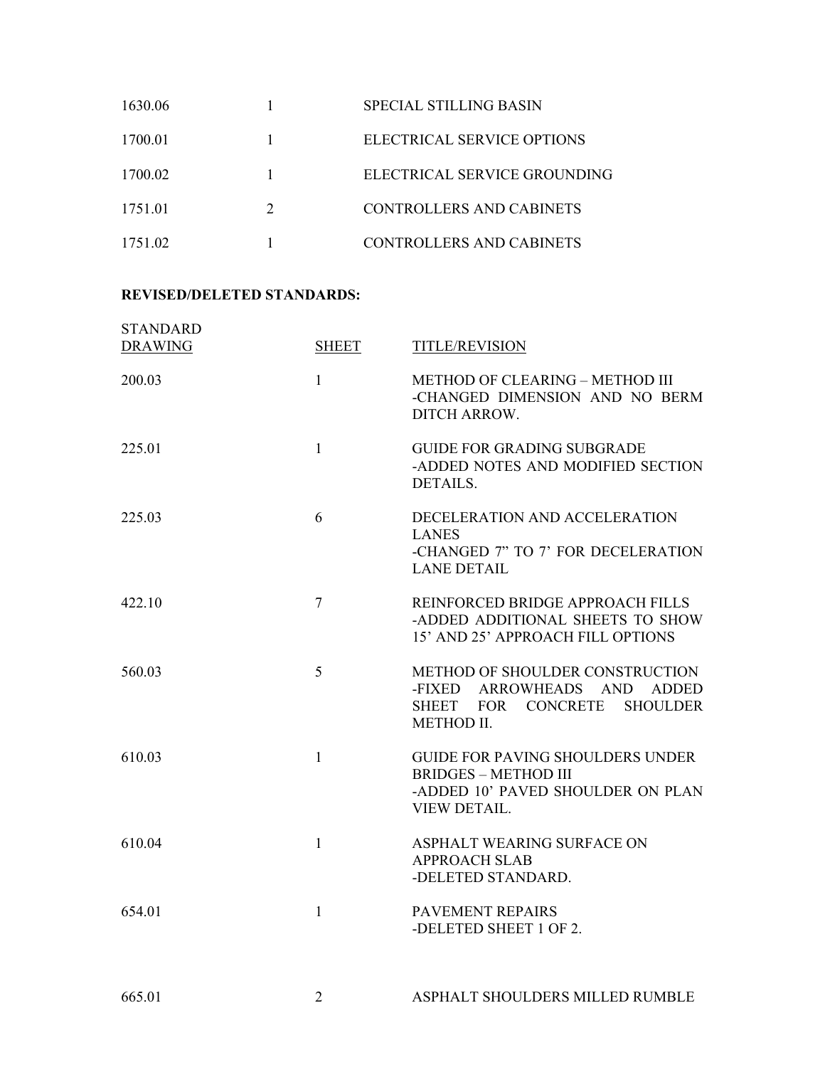| | | |
|---|---|---|
| 1630.06 | 1 | SPECIAL STILLING BASIN |
| 1700.01 | 1 | ELECTRICAL SERVICE OPTIONS |
| 1700.02 | 1 | ELECTRICAL SERVICE GROUNDING |
| 1751.01 | 2 | CONTROLLERS AND CABINETS |
| 1751.02 | 1 | CONTROLLERS AND CABINETS |

**REVISED/DELETED STANDARDS:**

| STANDARD DRAWING | SHEET | TITLE/REVISION |
|---|---|---|
| 200.03 | 1 | METHOD OF CLEARING – METHOD III -CHANGED DIMENSION AND NO BERM DITCH ARROW. |
| 225.01 | 1 | GUIDE FOR GRADING SUBGRADE -ADDED NOTES AND MODIFIED SECTION DETAILS. |
| 225.03 | 6 | DECELERATION AND ACCELERATION LANES -CHANGED 7" TO 7' FOR DECELERATION LANE DETAIL |
| 422.10 | 7 | REINFORCED BRIDGE APPROACH FILLS -ADDED ADDITIONAL SHEETS TO SHOW 15' AND 25' APPROACH FILL OPTIONS |
| 560.03 | 5 | METHOD OF SHOULDER CONSTRUCTION -FIXED ARROWHEADS AND ADDED SHEET FOR CONCRETE SHOULDER METHOD II. |
| 610.03 | 1 | GUIDE FOR PAVING SHOULDERS UNDER BRIDGES – METHOD III -ADDED 10' PAVED SHOULDER ON PLAN VIEW DETAIL. |
| 610.04 | 1 | ASPHALT WEARING SURFACE ON APPROACH SLAB -DELETED STANDARD. |
| 654.01 | 1 | PAVEMENT REPAIRS -DELETED SHEET 1 OF 2. |
| 665.01 | 2 | ASPHALT SHOULDERS MILLED RUMBLE |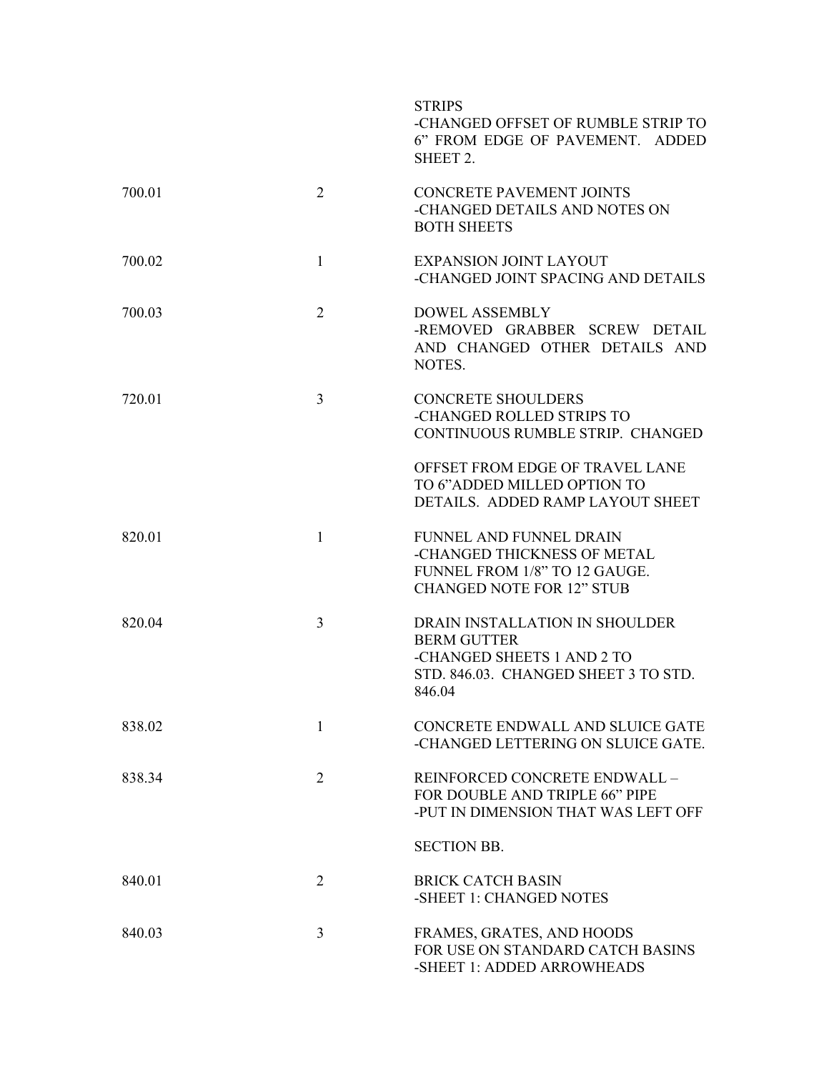| | | |
|---|---|---|
| | | STRIPS<br>-CHANGED OFFSET OF RUMBLE STRIP TO 6" FROM EDGE OF PAVEMENT. ADDED SHEET 2. |
| 700.01 | 2 | CONCRETE PAVEMENT JOINTS<br>-CHANGED DETAILS AND NOTES ON BOTH SHEETS |
| 700.02 | 1 | EXPANSION JOINT LAYOUT<br>-CHANGED JOINT SPACING AND DETAILS |
| 700.03 | 2 | DOWEL ASSEMBLY<br>-REMOVED GRABBER SCREW DETAIL AND CHANGED OTHER DETAILS AND NOTES. |
| 720.01 | 3 | CONCRETE SHOULDERS<br>-CHANGED ROLLED STRIPS TO CONTINUOUS RUMBLE STRIP. CHANGED<br><br>OFFSET FROM EDGE OF TRAVEL LANE TO 6"ADDED MILLED OPTION TO DETAILS. ADDED RAMP LAYOUT SHEET |
| 820.01 | 1 | FUNNEL AND FUNNEL DRAIN<br>-CHANGED THICKNESS OF METAL FUNNEL FROM 1/8" TO 12 GAUGE. CHANGED NOTE FOR 12" STUB |
| 820.04 | 3 | DRAIN INSTALLATION IN SHOULDER BERM GUTTER<br>-CHANGED SHEETS 1 AND 2 TO STD. 846.03. CHANGED SHEET 3 TO STD. 846.04 |
| 838.02 | 1 | CONCRETE ENDWALL AND SLUICE GATE<br>-CHANGED LETTERING ON SLUICE GATE. |
| 838.34 | 2 | REINFORCED CONCRETE ENDWALL – FOR DOUBLE AND TRIPLE 66" PIPE<br>-PUT IN DIMENSION THAT WAS LEFT OFF<br><br>SECTION BB. |
| 840.01 | 2 | BRICK CATCH BASIN<br>-SHEET 1: CHANGED NOTES |
| 840.03 | 3 | FRAMES, GRATES, AND HOODS FOR USE ON STANDARD CATCH BASINS<br>-SHEET 1: ADDED ARROWHEADS |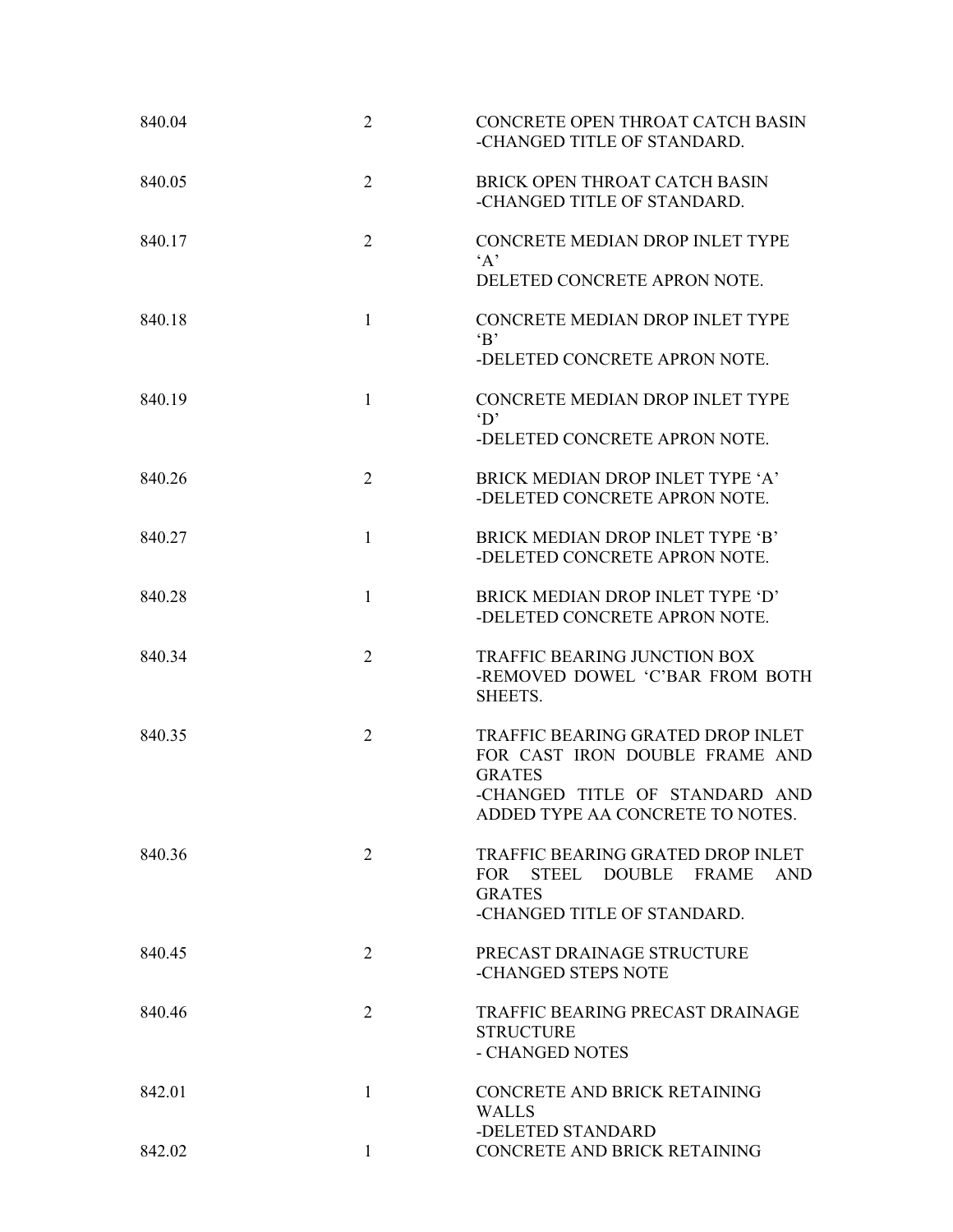| | | |
|---|---|---|
| 840.04 | 2 | CONCRETE OPEN THROAT CATCH BASIN<br>-CHANGED TITLE OF STANDARD. |
| 840.05 | 2 | BRICK OPEN THROAT CATCH BASIN<br>-CHANGED TITLE OF STANDARD. |
| 840.17 | 2 | CONCRETE MEDIAN DROP INLET TYPE 'A'<br>DELETED CONCRETE APRON NOTE. |
| 840.18 | 1 | CONCRETE MEDIAN DROP INLET TYPE 'B'<br>-DELETED CONCRETE APRON NOTE. |
| 840.19 | 1 | CONCRETE MEDIAN DROP INLET TYPE 'D'<br>-DELETED CONCRETE APRON NOTE. |
| 840.26 | 2 | BRICK MEDIAN DROP INLET TYPE 'A'<br>-DELETED CONCRETE APRON NOTE. |
| 840.27 | 1 | BRICK MEDIAN DROP INLET TYPE 'B'<br>-DELETED CONCRETE APRON NOTE. |
| 840.28 | 1 | BRICK MEDIAN DROP INLET TYPE 'D'<br>-DELETED CONCRETE APRON NOTE. |
| 840.34 | 2 | TRAFFIC BEARING JUNCTION BOX<br>-REMOVED DOWEL 'C'BAR FROM BOTH SHEETS. |
| 840.35 | 2 | TRAFFIC BEARING GRATED DROP INLET FOR CAST IRON DOUBLE FRAME AND GRATES<br>-CHANGED TITLE OF STANDARD AND ADDED TYPE AA CONCRETE TO NOTES. |
| 840.36 | 2 | TRAFFIC BEARING GRATED DROP INLET FOR STEEL DOUBLE FRAME AND GRATES<br>-CHANGED TITLE OF STANDARD. |
| 840.45 | 2 | PRECAST DRAINAGE STRUCTURE<br>-CHANGED STEPS NOTE |
| 840.46 | 2 | TRAFFIC BEARING PRECAST DRAINAGE STRUCTURE<br>- CHANGED NOTES |
| 842.01 | 1 | CONCRETE AND BRICK RETAINING WALLS<br>-DELETED STANDARD |
| 842.02 | 1 | CONCRETE AND BRICK RETAINING |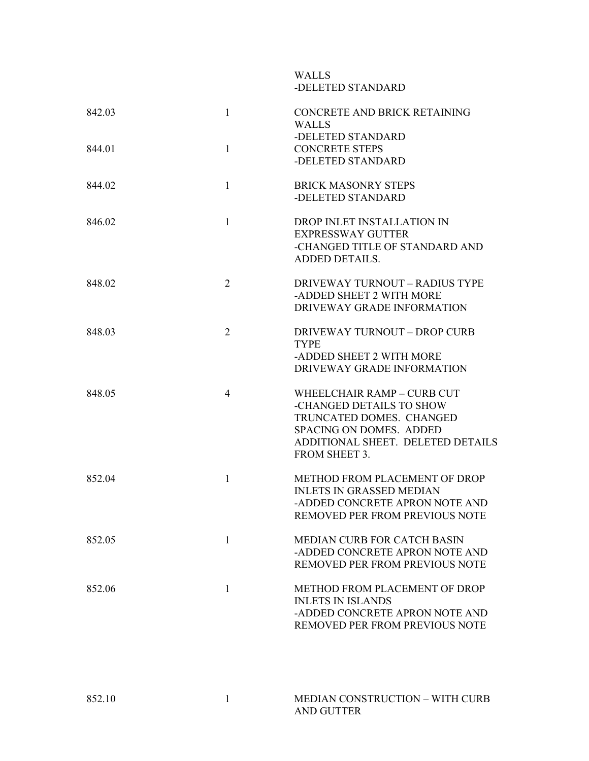| | | |
|---|---|---|
| | | WALLS<br>-DELETED STANDARD |
| 842.03 | 1 | CONCRETE AND BRICK RETAINING WALLS<br>-DELETED STANDARD |
| 844.01 | 1 | CONCRETE STEPS<br>-DELETED STANDARD |
| 844.02 | 1 | BRICK MASONRY STEPS<br>-DELETED STANDARD |
| 846.02 | 1 | DROP INLET INSTALLATION IN EXPRESSWAY GUTTER<br>-CHANGED TITLE OF STANDARD AND ADDED DETAILS. |
| 848.02 | 2 | DRIVEWAY TURNOUT – RADIUS TYPE<br>-ADDED SHEET 2 WITH MORE DRIVEWAY GRADE INFORMATION |
| 848.03 | 2 | DRIVEWAY TURNOUT – DROP CURB TYPE<br>-ADDED SHEET 2 WITH MORE DRIVEWAY GRADE INFORMATION |
| 848.05 | 4 | WHEELCHAIR RAMP – CURB CUT<br>-CHANGED DETAILS TO SHOW TRUNCATED DOMES. CHANGED SPACING ON DOMES. ADDED ADDITIONAL SHEET. DELETED DETAILS FROM SHEET 3. |
| 852.04 | 1 | METHOD FROM PLACEMENT OF DROP INLETS IN GRASSED MEDIAN<br>-ADDED CONCRETE APRON NOTE AND REMOVED PER FROM PREVIOUS NOTE |
| 852.05 | 1 | MEDIAN CURB FOR CATCH BASIN<br>-ADDED CONCRETE APRON NOTE AND REMOVED PER FROM PREVIOUS NOTE |
| 852.06 | 1 | METHOD FROM PLACEMENT OF DROP INLETS IN ISLANDS<br>-ADDED CONCRETE APRON NOTE AND REMOVED PER FROM PREVIOUS NOTE |
| 852.10 | 1 | MEDIAN CONSTRUCTION – WITH CURB AND GUTTER |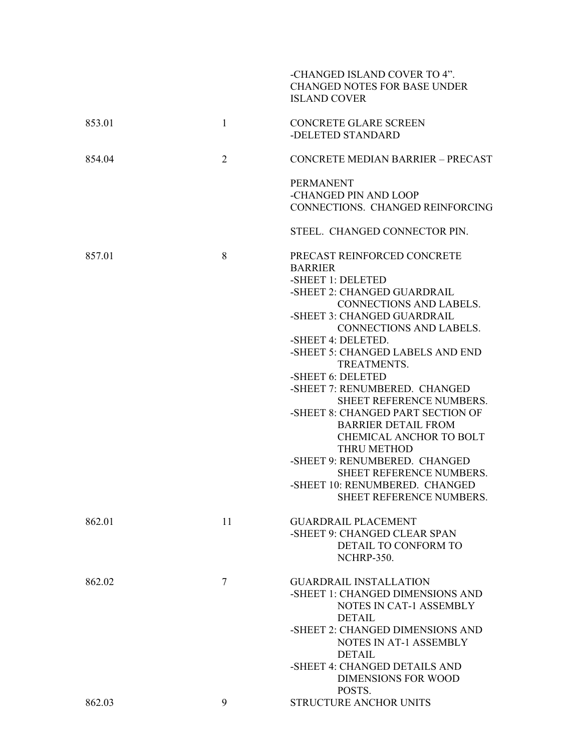| | | |
|---|---|---|
| | | -CHANGED ISLAND COVER TO 4". CHANGED NOTES FOR BASE UNDER ISLAND COVER |
| 853.01 | 1 | CONCRETE GLARE SCREEN<br>-DELETED STANDARD |
| 854.04 | 2 | CONCRETE MEDIAN BARRIER – PRECAST<br><br>PERMANENT<br>-CHANGED PIN AND LOOP CONNECTIONS. CHANGED REINFORCING<br><br>STEEL. CHANGED CONNECTOR PIN. |
| 857.01 | 8 | PRECAST REINFORCED CONCRETE BARRIER<br>-SHEET 1: DELETED<br>-SHEET 2: CHANGED GUARDRAIL CONNECTIONS AND LABELS.<br>-SHEET 3: CHANGED GUARDRAIL CONNECTIONS AND LABELS.<br>-SHEET 4: DELETED.<br>-SHEET 5: CHANGED LABELS AND END TREATMENTS.<br>-SHEET 6: DELETED<br>-SHEET 7: RENUMBERED. CHANGED SHEET REFERENCE NUMBERS.<br>-SHEET 8: CHANGED PART SECTION OF BARRIER DETAIL FROM CHEMICAL ANCHOR TO BOLT THRU METHOD<br>-SHEET 9: RENUMBERED. CHANGED SHEET REFERENCE NUMBERS.<br>-SHEET 10: RENUMBERED. CHANGED SHEET REFERENCE NUMBERS. |
| 862.01 | 11 | GUARDRAIL PLACEMENT<br>-SHEET 9: CHANGED CLEAR SPAN DETAIL TO CONFORM TO NCHRP-350. |
| 862.02 | 7 | GUARDRAIL INSTALLATION<br>-SHEET 1: CHANGED DIMENSIONS AND NOTES IN CAT-1 ASSEMBLY DETAIL<br>-SHEET 2: CHANGED DIMENSIONS AND NOTES IN AT-1 ASSEMBLY DETAIL<br>-SHEET 4: CHANGED DETAILS AND DIMENSIONS FOR WOOD POSTS. |
| 862.03 | 9 | STRUCTURE ANCHOR UNITS |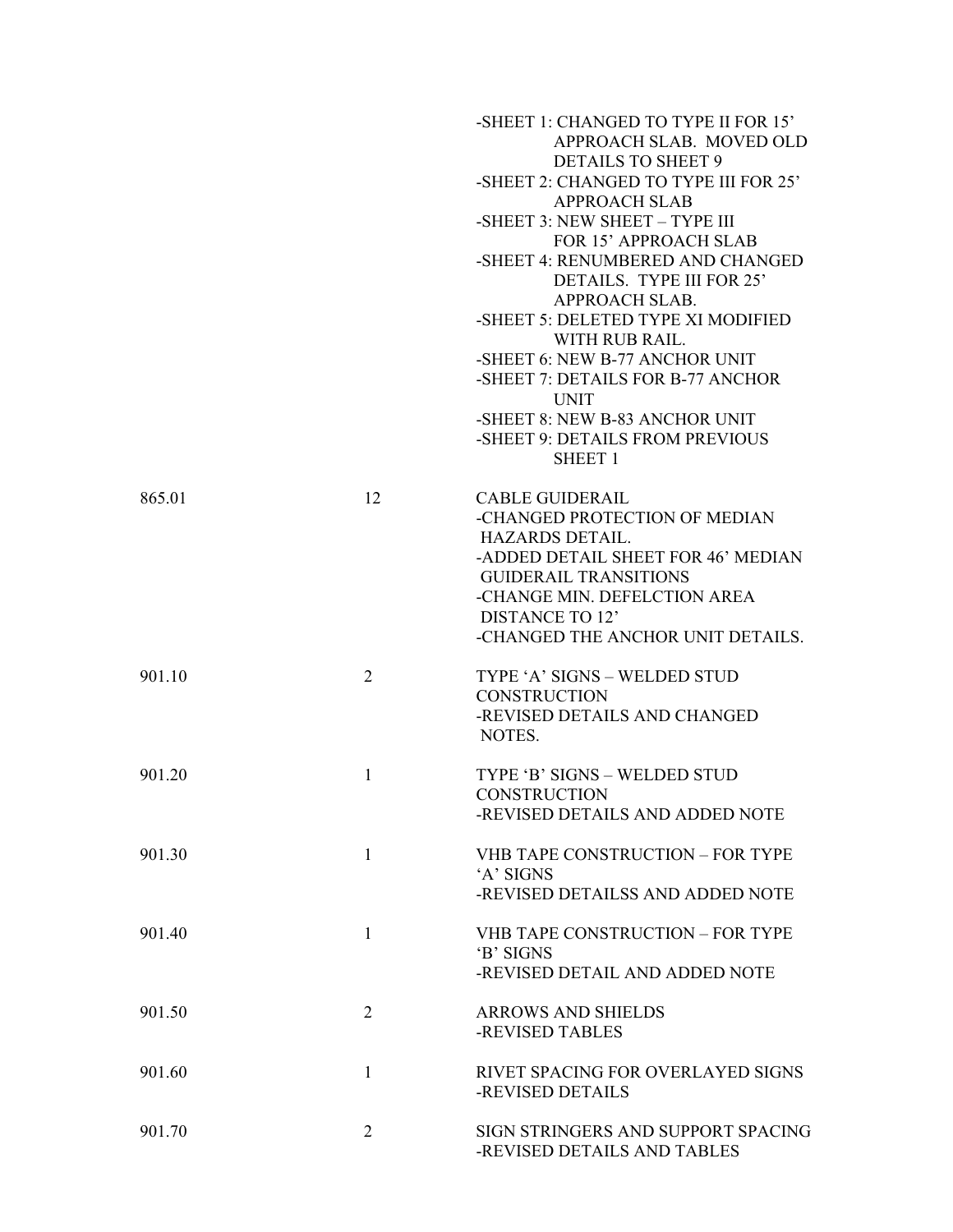| | | |
|---|---|---|
| | | -SHEET 1: CHANGED TO TYPE II FOR 15' APPROACH SLAB. MOVED OLD DETAILS TO SHEET 9<br>-SHEET 2: CHANGED TO TYPE III FOR 25' APPROACH SLAB<br>-SHEET 3: NEW SHEET – TYPE III FOR 15' APPROACH SLAB<br>-SHEET 4: RENUMBERED AND CHANGED DETAILS. TYPE III FOR 25' APPROACH SLAB.<br>-SHEET 5: DELETED TYPE XI MODIFIED WITH RUB RAIL.<br>-SHEET 6: NEW B-77 ANCHOR UNIT<br>-SHEET 7: DETAILS FOR B-77 ANCHOR UNIT<br>-SHEET 8: NEW B-83 ANCHOR UNIT<br>-SHEET 9: DETAILS FROM PREVIOUS SHEET 1 |
| 865.01 | 12 | CABLE GUIDERAIL<br>-CHANGED PROTECTION OF MEDIAN HAZARDS DETAIL.<br>-ADDED DETAIL SHEET FOR 46' MEDIAN GUIDERAIL TRANSITIONS<br>-CHANGE MIN. DEFELCTION AREA DISTANCE TO 12'<br>-CHANGED THE ANCHOR UNIT DETAILS. |
| 901.10 | 2 | TYPE 'A' SIGNS – WELDED STUD CONSTRUCTION<br>-REVISED DETAILS AND CHANGED NOTES. |
| 901.20 | 1 | TYPE 'B' SIGNS – WELDED STUD CONSTRUCTION<br>-REVISED DETAILS AND ADDED NOTE |
| 901.30 | 1 | VHB TAPE CONSTRUCTION – FOR TYPE 'A' SIGNS<br>-REVISED DETAILSS AND ADDED NOTE |
| 901.40 | 1 | VHB TAPE CONSTRUCTION – FOR TYPE 'B' SIGNS<br>-REVISED DETAIL AND ADDED NOTE |
| 901.50 | 2 | ARROWS AND SHIELDS<br>-REVISED TABLES |
| 901.60 | 1 | RIVET SPACING FOR OVERLAYED SIGNS<br>-REVISED DETAILS |
| 901.70 | 2 | SIGN STRINGERS AND SUPPORT SPACING<br>-REVISED DETAILS AND TABLES |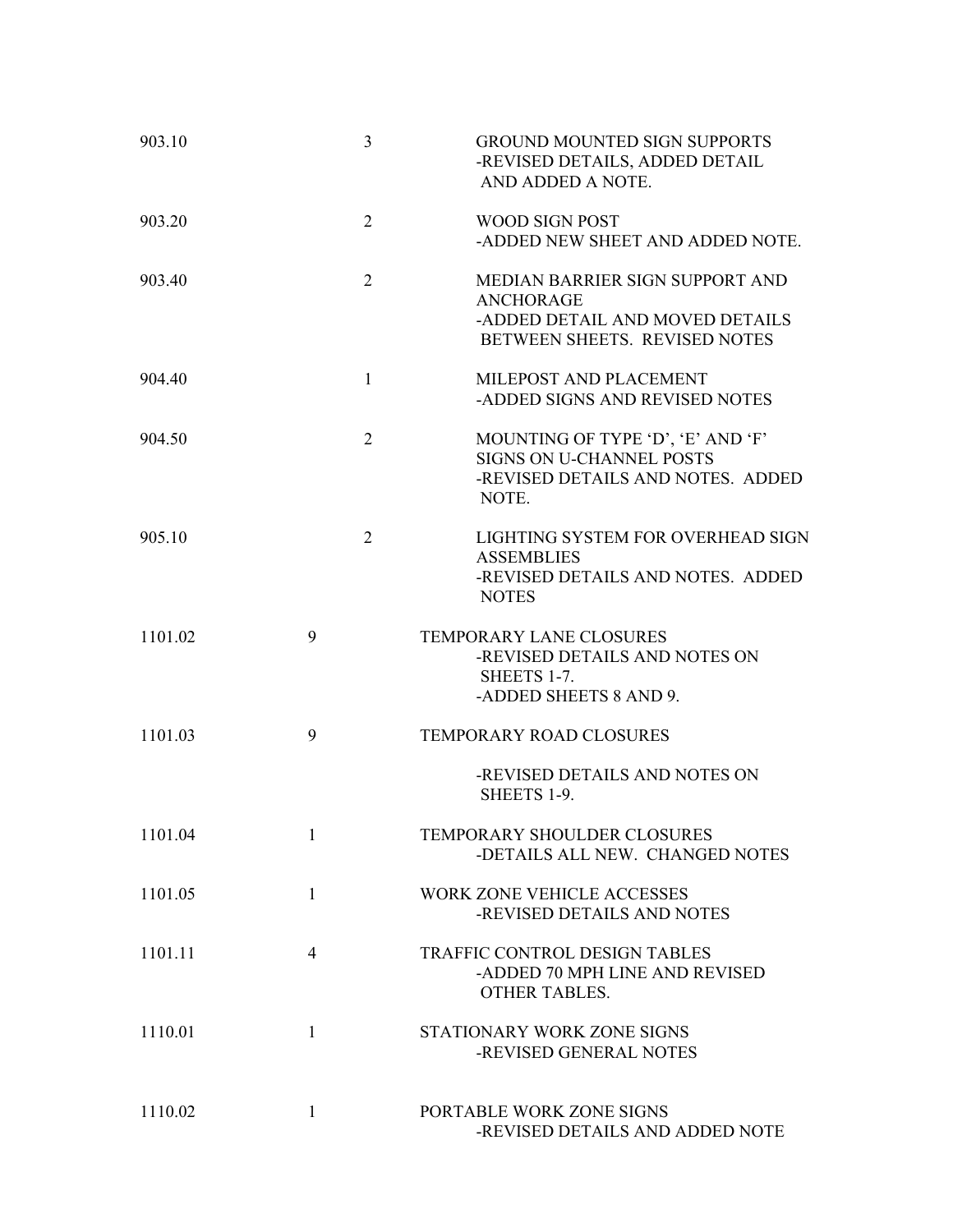| | | | |
|---|---|---|---|
| 903.10 | | 3 | GROUND MOUNTED SIGN SUPPORTS<br>-REVISED DETAILS, ADDED DETAIL AND ADDED A NOTE. |
| 903.20 | | 2 | WOOD SIGN POST<br>-ADDED NEW SHEET AND ADDED NOTE. |
| 903.40 | | 2 | MEDIAN BARRIER SIGN SUPPORT AND ANCHORAGE<br>-ADDED DETAIL AND MOVED DETAILS BETWEEN SHEETS. REVISED NOTES |
| 904.40 | | 1 | MILEPOST AND PLACEMENT<br>-ADDED SIGNS AND REVISED NOTES |
| 904.50 | | 2 | MOUNTING OF TYPE 'D', 'E' AND 'F' SIGNS ON U-CHANNEL POSTS<br>-REVISED DETAILS AND NOTES. ADDED NOTE. |
| 905.10 | | 2 | LIGHTING SYSTEM FOR OVERHEAD SIGN ASSEMBLIES<br>-REVISED DETAILS AND NOTES. ADDED NOTES |
| 1101.02 | 9 | | TEMPORARY LANE CLOSURES<br>-REVISED DETAILS AND NOTES ON SHEETS 1-7.<br>-ADDED SHEETS 8 AND 9. |
| 1101.03 | 9 | | TEMPORARY ROAD CLOSURES<br>-REVISED DETAILS AND NOTES ON SHEETS 1-9. |
| 1101.04 | 1 | | TEMPORARY SHOULDER CLOSURES<br>-DETAILS ALL NEW. CHANGED NOTES |
| 1101.05 | 1 | | WORK ZONE VEHICLE ACCESSES<br>-REVISED DETAILS AND NOTES |
| 1101.11 | 4 | | TRAFFIC CONTROL DESIGN TABLES<br>-ADDED 70 MPH LINE AND REVISED OTHER TABLES. |
| 1110.01 | 1 | | STATIONARY WORK ZONE SIGNS<br>-REVISED GENERAL NOTES |
| 1110.02 | 1 | | PORTABLE WORK ZONE SIGNS<br>-REVISED DETAILS AND ADDED NOTE |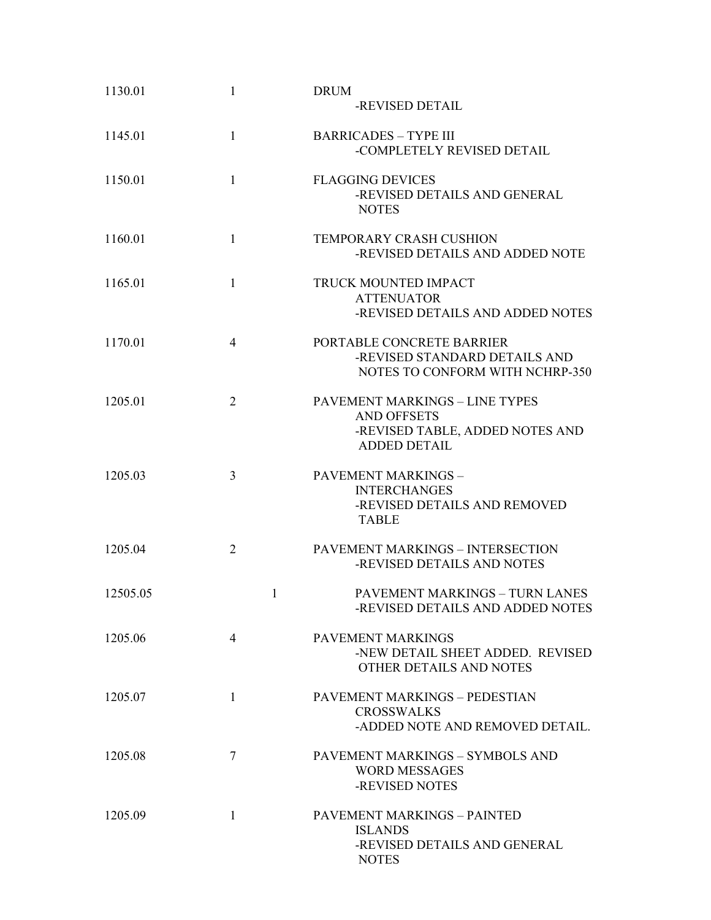| | | |
|---|---|---|
| 1130.01 | 1 | DRUM<br>-REVISED DETAIL |
| 1145.01 | 1 | BARRICADES – TYPE III<br>-COMPLETELY REVISED DETAIL |
| 1150.01 | 1 | FLAGGING DEVICES<br>-REVISED DETAILS AND GENERAL NOTES |
| 1160.01 | 1 | TEMPORARY CRASH CUSHION<br>-REVISED DETAILS AND ADDED NOTE |
| 1165.01 | 1 | TRUCK MOUNTED IMPACT ATTENUATOR<br>-REVISED DETAILS AND ADDED NOTES |
| 1170.01 | 4 | PORTABLE CONCRETE BARRIER<br>-REVISED STANDARD DETAILS AND NOTES TO CONFORM WITH NCHRP-350 |
| 1205.01 | 2 | PAVEMENT MARKINGS – LINE TYPES AND OFFSETS<br>-REVISED TABLE, ADDED NOTES AND ADDED DETAIL |
| 1205.03 | 3 | PAVEMENT MARKINGS – INTERCHANGES<br>-REVISED DETAILS AND REMOVED TABLE |
| 1205.04 | 2 | PAVEMENT MARKINGS – INTERSECTION<br>-REVISED DETAILS AND NOTES |
| 12505.05 | 1 | PAVEMENT MARKINGS – TURN LANES<br>-REVISED DETAILS AND ADDED NOTES |
| 1205.06 | 4 | PAVEMENT MARKINGS<br>-NEW DETAIL SHEET ADDED. REVISED OTHER DETAILS AND NOTES |
| 1205.07 | 1 | PAVEMENT MARKINGS – PEDESTIAN CROSSWALKS<br>-ADDED NOTE AND REMOVED DETAIL. |
| 1205.08 | 7 | PAVEMENT MARKINGS – SYMBOLS AND WORD MESSAGES<br>-REVISED NOTES |
| 1205.09 | 1 | PAVEMENT MARKINGS – PAINTED ISLANDS<br>-REVISED DETAILS AND GENERAL NOTES |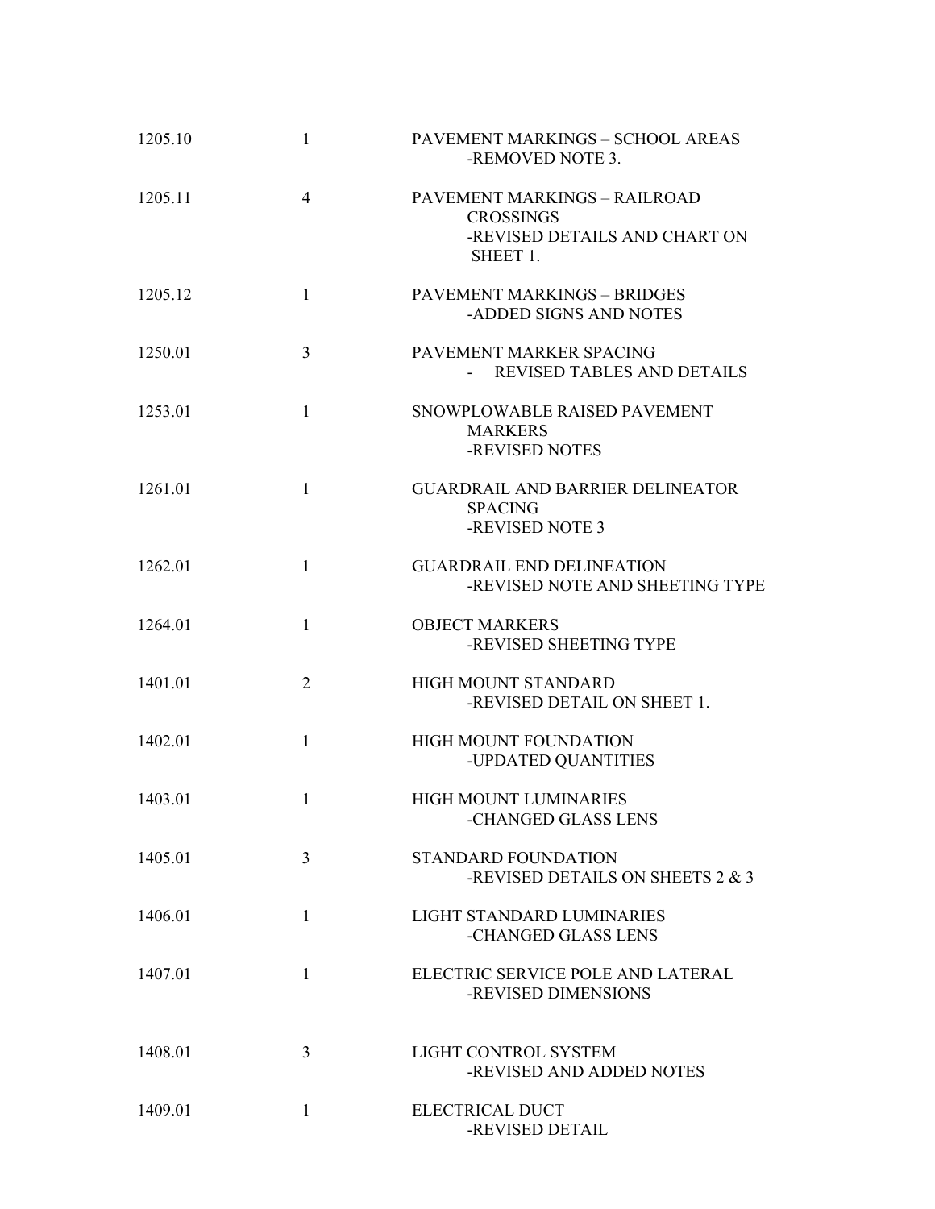| | | |
|---|---|---|
| 1205.10 | 1 | PAVEMENT MARKINGS – SCHOOL AREAS<br>-REMOVED NOTE 3. |
| 1205.11 | 4 | PAVEMENT MARKINGS – RAILROAD CROSSINGS<br>-REVISED DETAILS AND CHART ON SHEET 1. |
| 1205.12 | 1 | PAVEMENT MARKINGS – BRIDGES<br>-ADDED SIGNS AND NOTES |
| 1250.01 | 3 | PAVEMENT MARKER SPACING<br>- REVISED TABLES AND DETAILS |
| 1253.01 | 1 | SNOWPLOWABLE RAISED PAVEMENT MARKERS<br>-REVISED NOTES |
| 1261.01 | 1 | GUARDRAIL AND BARRIER DELINEATOR SPACING<br>-REVISED NOTE 3 |
| 1262.01 | 1 | GUARDRAIL END DELINEATION<br>-REVISED NOTE AND SHEETING TYPE |
| 1264.01 | 1 | OBJECT MARKERS<br>-REVISED SHEETING TYPE |
| 1401.01 | 2 | HIGH MOUNT STANDARD<br>-REVISED DETAIL ON SHEET 1. |
| 1402.01 | 1 | HIGH MOUNT FOUNDATION<br>-UPDATED QUANTITIES |
| 1403.01 | 1 | HIGH MOUNT LUMINARIES<br>-CHANGED GLASS LENS |
| 1405.01 | 3 | STANDARD FOUNDATION<br>-REVISED DETAILS ON SHEETS 2 & 3 |
| 1406.01 | 1 | LIGHT STANDARD LUMINARIES<br>-CHANGED GLASS LENS |
| 1407.01 | 1 | ELECTRIC SERVICE POLE AND LATERAL<br>-REVISED DIMENSIONS |
| 1408.01 | 3 | LIGHT CONTROL SYSTEM<br>-REVISED AND ADDED NOTES |
| 1409.01 | 1 | ELECTRICAL DUCT<br>-REVISED DETAIL |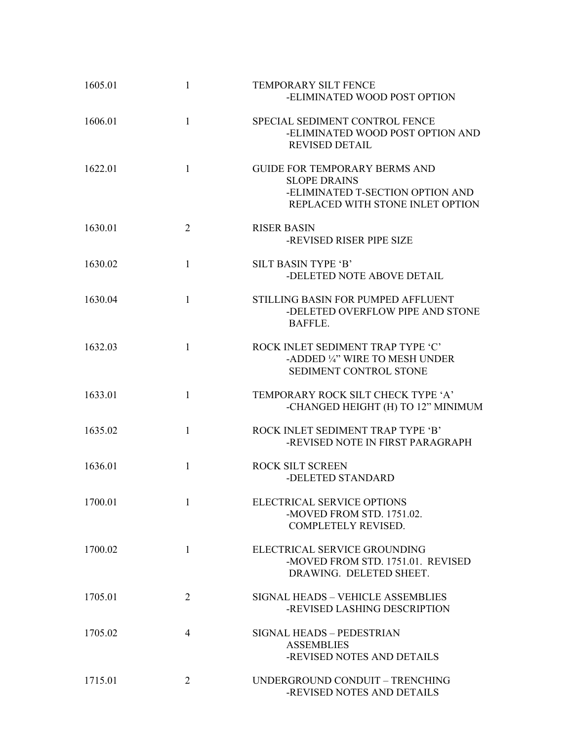| | | |
|---|---|---|
| 1605.01 | 1 | TEMPORARY SILT FENCE<br>-ELIMINATED WOOD POST OPTION |
| 1606.01 | 1 | SPECIAL SEDIMENT CONTROL FENCE<br>-ELIMINATED WOOD POST OPTION AND REVISED DETAIL |
| 1622.01 | 1 | GUIDE FOR TEMPORARY BERMS AND SLOPE DRAINS<br>-ELIMINATED T-SECTION OPTION AND REPLACED WITH STONE INLET OPTION |
| 1630.01 | 2 | RISER BASIN<br>-REVISED RISER PIPE SIZE |
| 1630.02 | 1 | SILT BASIN TYPE 'B'<br>-DELETED NOTE ABOVE DETAIL |
| 1630.04 | 1 | STILLING BASIN FOR PUMPED AFFLUENT<br>-DELETED OVERFLOW PIPE AND STONE BAFFLE. |
| 1632.03 | 1 | ROCK INLET SEDIMENT TRAP TYPE 'C'<br>-ADDED ¼" WIRE TO MESH UNDER SEDIMENT CONTROL STONE |
| 1633.01 | 1 | TEMPORARY ROCK SILT CHECK TYPE 'A'<br>-CHANGED HEIGHT (H) TO 12" MINIMUM |
| 1635.02 | 1 | ROCK INLET SEDIMENT TRAP TYPE 'B'<br>-REVISED NOTE IN FIRST PARAGRAPH |
| 1636.01 | 1 | ROCK SILT SCREEN<br>-DELETED STANDARD |
| 1700.01 | 1 | ELECTRICAL SERVICE OPTIONS<br>-MOVED FROM STD. 1751.02. COMPLETELY REVISED. |
| 1700.02 | 1 | ELECTRICAL SERVICE GROUNDING<br>-MOVED FROM STD. 1751.01. REVISED DRAWING. DELETED SHEET. |
| 1705.01 | 2 | SIGNAL HEADS – VEHICLE ASSEMBLIES<br>-REVISED LASHING DESCRIPTION |
| 1705.02 | 4 | SIGNAL HEADS – PEDESTRIAN ASSEMBLIES<br>-REVISED NOTES AND DETAILS |
| 1715.01 | 2 | UNDERGROUND CONDUIT – TRENCHING<br>-REVISED NOTES AND DETAILS |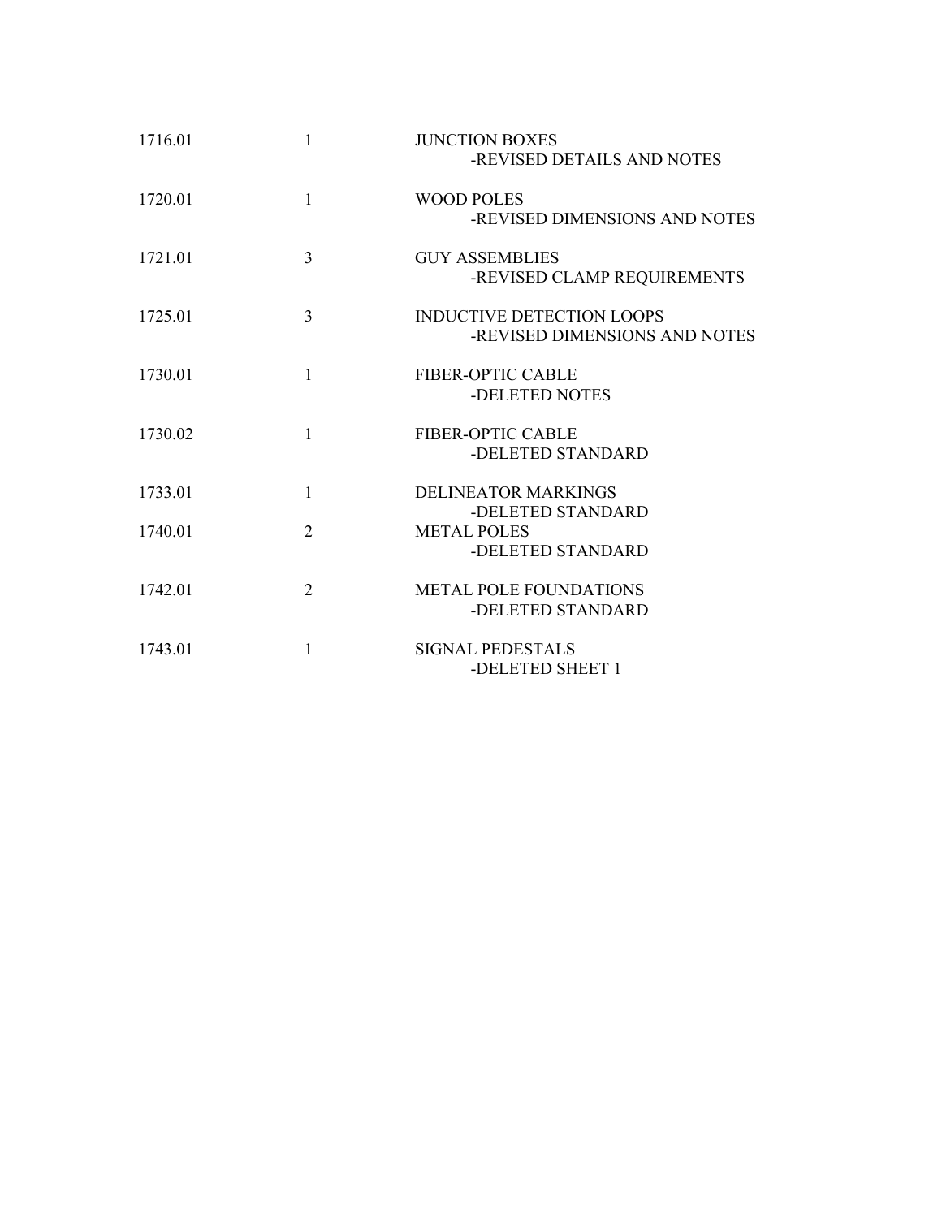| | | |
|---|---|---|
| 1716.01 | 1 | JUNCTION BOXES<br>-REVISED DETAILS AND NOTES |
| 1720.01 | 1 | WOOD POLES<br>-REVISED DIMENSIONS AND NOTES |
| 1721.01 | 3 | GUY ASSEMBLIES<br>-REVISED CLAMP REQUIREMENTS |
| 1725.01 | 3 | INDUCTIVE DETECTION LOOPS<br>-REVISED DIMENSIONS AND NOTES |
| 1730.01 | 1 | FIBER-OPTIC CABLE<br>-DELETED NOTES |
| 1730.02 | 1 | FIBER-OPTIC CABLE<br>-DELETED STANDARD |
| 1733.01 | 1 | DELINEATOR MARKINGS<br>-DELETED STANDARD |
| 1740.01 | 2 | METAL POLES<br>-DELETED STANDARD |
| 1742.01 | 2 | METAL POLE FOUNDATIONS<br>-DELETED STANDARD |
| 1743.01 | 1 | SIGNAL PEDESTALS<br>-DELETED SHEET 1 |